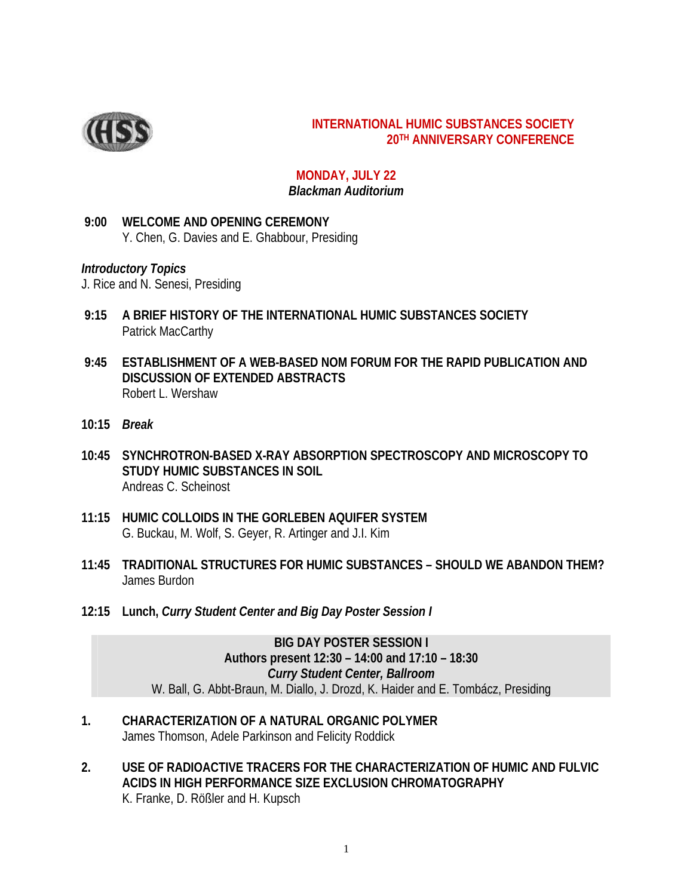# INTERNATIONAL HUMIC SUBSTANCES SOCIETY
# 20TH ANNIVERSARY CONFERENCE

## MONDAY, JULY 22
*Blackman Auditorium*

**9:00 WELCOME AND OPENING CEREMONY**
Y. Chen, G. Davies and E. Ghabbour, Presiding

### *Introductory Topics*
J. Rice and N. Senesi, Presiding

**9:15 A BRIEF HISTORY OF THE INTERNATIONAL HUMIC SUBSTANCES SOCIETY**
Patrick MacCarthy

**9:45 ESTABLISHMENT OF A WEB-BASED NOM FORUM FOR THE RAPID PUBLICATION AND DISCUSSION OF EXTENDED ABSTRACTS**
Robert L. Wershaw

**10:15** ***Break***

**10:45 SYNCHROTRON-BASED X-RAY ABSORPTION SPECTROSCOPY AND MICROSCOPY TO STUDY HUMIC SUBSTANCES IN SOIL**
Andreas C. Scheinost

**11:15 HUMIC COLLOIDS IN THE GORLEBEN AQUIFER SYSTEM**
G. Buckau, M. Wolf, S. Geyer, R. Artinger and J.I. Kim

**11:45 TRADITIONAL STRUCTURES FOR HUMIC SUBSTANCES – SHOULD WE ABANDON THEM?**
James Burdon

**12:15 Lunch,** ***Curry Student Center and Big Day Poster Session I***

---

**BIG DAY POSTER SESSION I**
**Authors present 12:30 – 14:00 and 17:10 – 18:30**
***Curry Student Center, Ballroom***
W. Ball, G. Abbt-Braun, M. Diallo, J. Drozd, K. Haider and E. Tombácz, Presiding

---

**1. CHARACTERIZATION OF A NATURAL ORGANIC POLYMER**
James Thomson, Adele Parkinson and Felicity Roddick

**2. USE OF RADIOACTIVE TRACERS FOR THE CHARACTERIZATION OF HUMIC AND FULVIC ACIDS IN HIGH PERFORMANCE SIZE EXCLUSION CHROMATOGRAPHY**
K. Franke, D. Rößler and H. Kupsch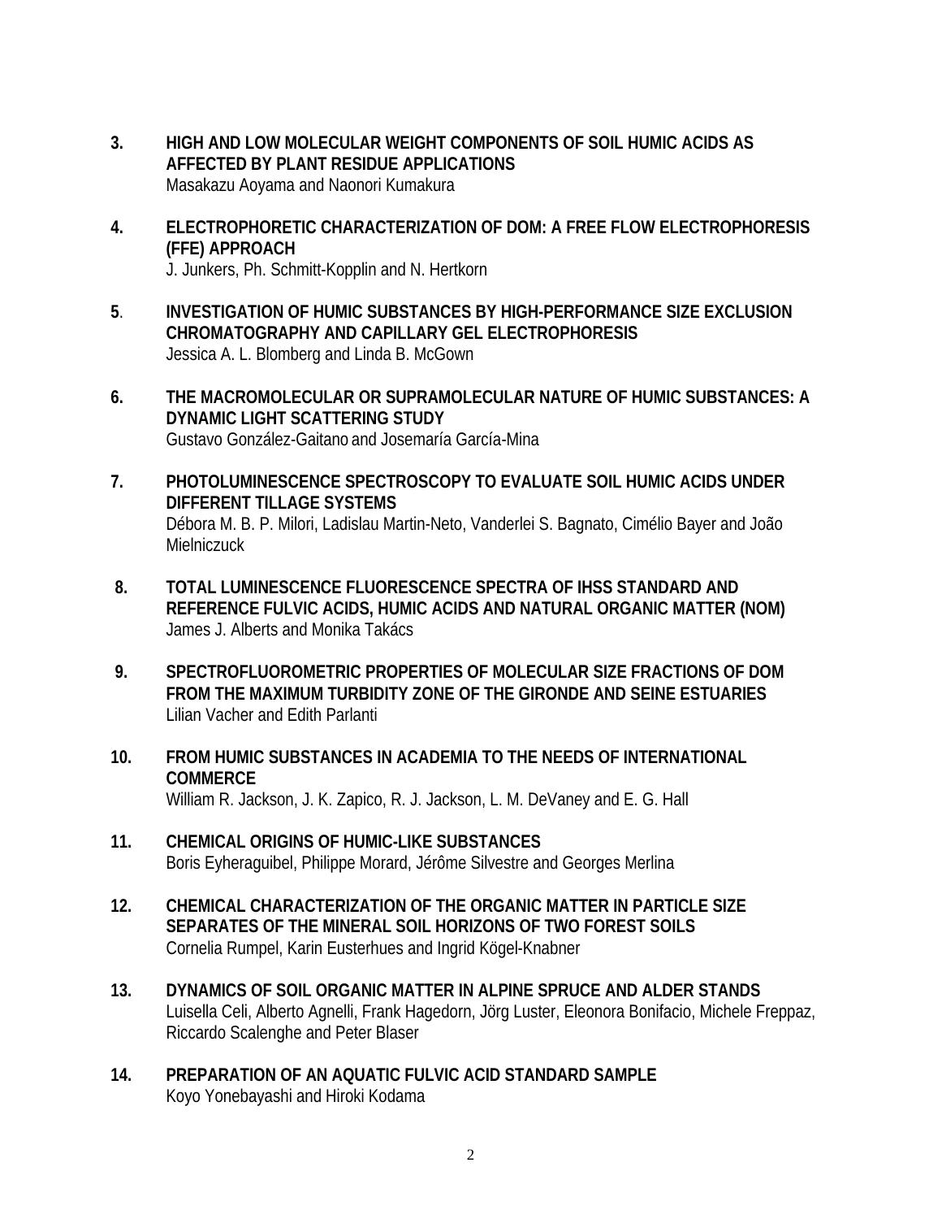3. **HIGH AND LOW MOLECULAR WEIGHT COMPONENTS OF SOIL HUMIC ACIDS AS AFFECTED BY PLANT RESIDUE APPLICATIONS**
   Masakazu Aoyama and Naonori Kumakura

4. **ELECTROPHORETIC CHARACTERIZATION OF DOM: A FREE FLOW ELECTROPHORESIS (FFE) APPROACH**
   J. Junkers, Ph. Schmitt-Kopplin and N. Hertkorn

5. **INVESTIGATION OF HUMIC SUBSTANCES BY HIGH-PERFORMANCE SIZE EXCLUSION CHROMATOGRAPHY AND CAPILLARY GEL ELECTROPHORESIS**
   Jessica A. L. Blomberg and Linda B. McGown

6. **THE MACROMOLECULAR OR SUPRAMOLECULAR NATURE OF HUMIC SUBSTANCES: A DYNAMIC LIGHT SCATTERING STUDY**
   Gustavo González-Gaitano and Josemaría García-Mina

7. **PHOTOLUMINESCENCE SPECTROSCOPY TO EVALUATE SOIL HUMIC ACIDS UNDER DIFFERENT TILLAGE SYSTEMS**
   Débora M. B. P. Milori, Ladislau Martin-Neto, Vanderlei S. Bagnato, Cimélio Bayer and João Mielniczuck

8. **TOTAL LUMINESCENCE FLUORESCENCE SPECTRA OF IHSS STANDARD AND REFERENCE FULVIC ACIDS, HUMIC ACIDS AND NATURAL ORGANIC MATTER (NOM)**
   James J. Alberts and Monika Takács

9. **SPECTROFLUOROMETRIC PROPERTIES OF MOLECULAR SIZE FRACTIONS OF DOM FROM THE MAXIMUM TURBIDITY ZONE OF THE GIRONDE AND SEINE ESTUARIES**
   Lilian Vacher and Edith Parlanti

10. **FROM HUMIC SUBSTANCES IN ACADEMIA TO THE NEEDS OF INTERNATIONAL COMMERCE**
    William R. Jackson, J. K. Zapico, R. J. Jackson, L. M. DeVaney and E. G. Hall

11. **CHEMICAL ORIGINS OF HUMIC-LIKE SUBSTANCES**
    Boris Eyheraguibel, Philippe Morard, Jérôme Silvestre and Georges Merlina

12. **CHEMICAL CHARACTERIZATION OF THE ORGANIC MATTER IN PARTICLE SIZE SEPARATES OF THE MINERAL SOIL HORIZONS OF TWO FOREST SOILS**
    Cornelia Rumpel, Karin Eusterhues and Ingrid Kögel-Knabner

13. **DYNAMICS OF SOIL ORGANIC MATTER IN ALPINE SPRUCE AND ALDER STANDS**
    Luisella Celi, Alberto Agnelli, Frank Hagedorn, Jörg Luster, Eleonora Bonifacio, Michele Freppaz, Riccardo Scalenghe and Peter Blaser

14. **PREPARATION OF AN AQUATIC FULVIC ACID STANDARD SAMPLE**
    Koyo Yonebayashi and Hiroki Kodama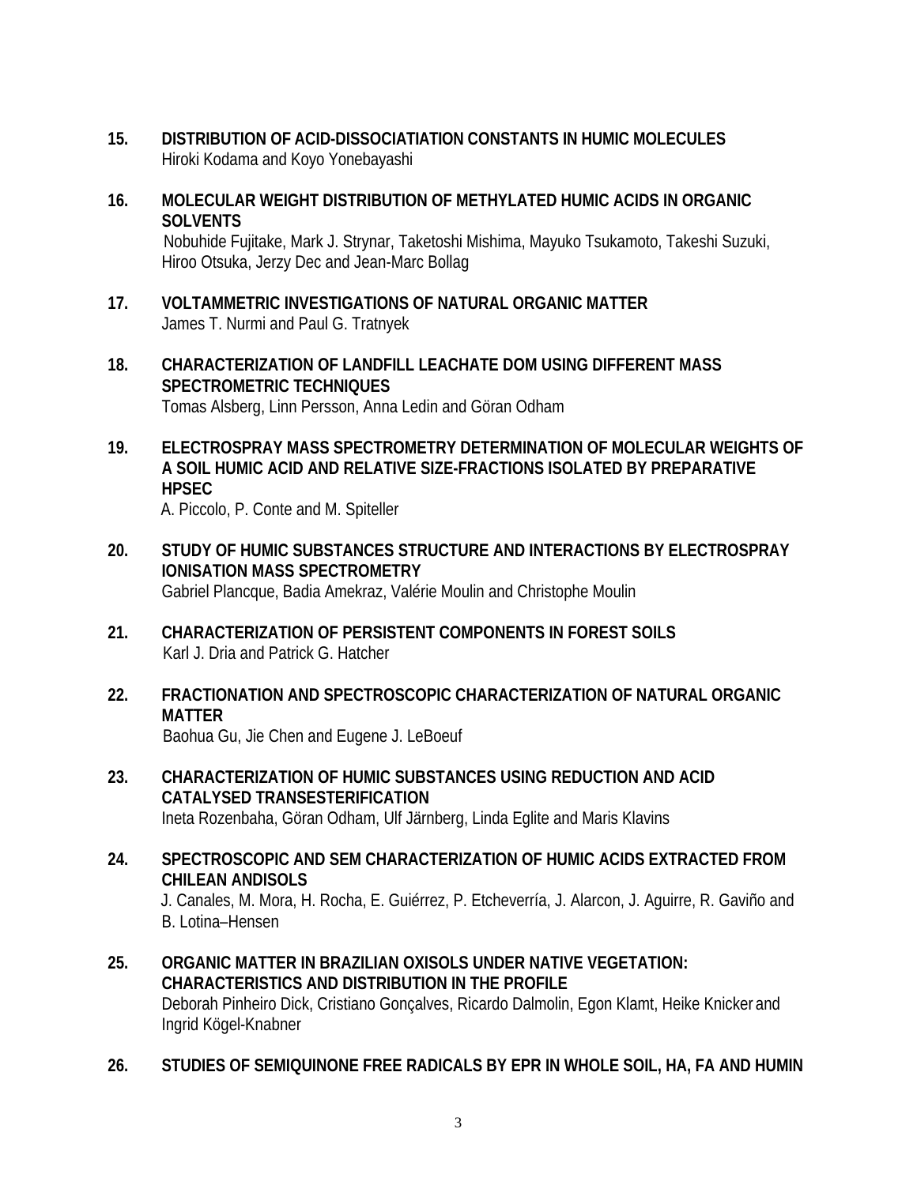15. **DISTRIBUTION OF ACID-DISSOCIATIATION CONSTANTS IN HUMIC MOLECULES**
    Hiroki Kodama and Koyo Yonebayashi

16. **MOLECULAR WEIGHT DISTRIBUTION OF METHYLATED HUMIC ACIDS IN ORGANIC SOLVENTS**
    Nobuhide Fujitake, Mark J. Strynar, Taketoshi Mishima, Mayuko Tsukamoto, Takeshi Suzuki, Hiroo Otsuka, Jerzy Dec and Jean-Marc Bollag

17. **VOLTAMMETRIC INVESTIGATIONS OF NATURAL ORGANIC MATTER**
    James T. Nurmi and Paul G. Tratnyek

18. **CHARACTERIZATION OF LANDFILL LEACHATE DOM USING DIFFERENT MASS SPECTROMETRIC TECHNIQUES**
    Tomas Alsberg, Linn Persson, Anna Ledin and Göran Odham

19. **ELECTROSPRAY MASS SPECTROMETRY DETERMINATION OF MOLECULAR WEIGHTS OF A SOIL HUMIC ACID AND RELATIVE SIZE-FRACTIONS ISOLATED BY PREPARATIVE HPSEC**
    A. Piccolo, P. Conte and M. Spiteller

20. **STUDY OF HUMIC SUBSTANCES STRUCTURE AND INTERACTIONS BY ELECTROSPRAY IONISATION MASS SPECTROMETRY**
    Gabriel Plancque, Badia Amekraz, Valérie Moulin and Christophe Moulin

21. **CHARACTERIZATION OF PERSISTENT COMPONENTS IN FOREST SOILS**
    Karl J. Dria and Patrick G. Hatcher

22. **FRACTIONATION AND SPECTROSCOPIC CHARACTERIZATION OF NATURAL ORGANIC MATTER**
    Baohua Gu, Jie Chen and Eugene J. LeBoeuf

23. **CHARACTERIZATION OF HUMIC SUBSTANCES USING REDUCTION AND ACID CATALYSED TRANSESTERIFICATION**
    Ineta Rozenbaha, Göran Odham, Ulf Järnberg, Linda Eglite and Maris Klavins

24. **SPECTROSCOPIC AND SEM CHARACTERIZATION OF HUMIC ACIDS EXTRACTED FROM CHILEAN ANDISOLS**
    J. Canales, M. Mora, H. Rocha, E. Guiérrez, P. Etcheverría, J. Alarcon, J. Aguirre, R. Gaviño and B. Lotina–Hensen

25. **ORGANIC MATTER IN BRAZILIAN OXISOLS UNDER NATIVE VEGETATION: CHARACTERISTICS AND DISTRIBUTION IN THE PROFILE**
    Deborah Pinheiro Dick, Cristiano Gonçalves, Ricardo Dalmolin, Egon Klamt, Heike Knicker and Ingrid Kögel-Knabner

26. **STUDIES OF SEMIQUINONE FREE RADICALS BY EPR IN WHOLE SOIL, HA, FA AND HUMIN**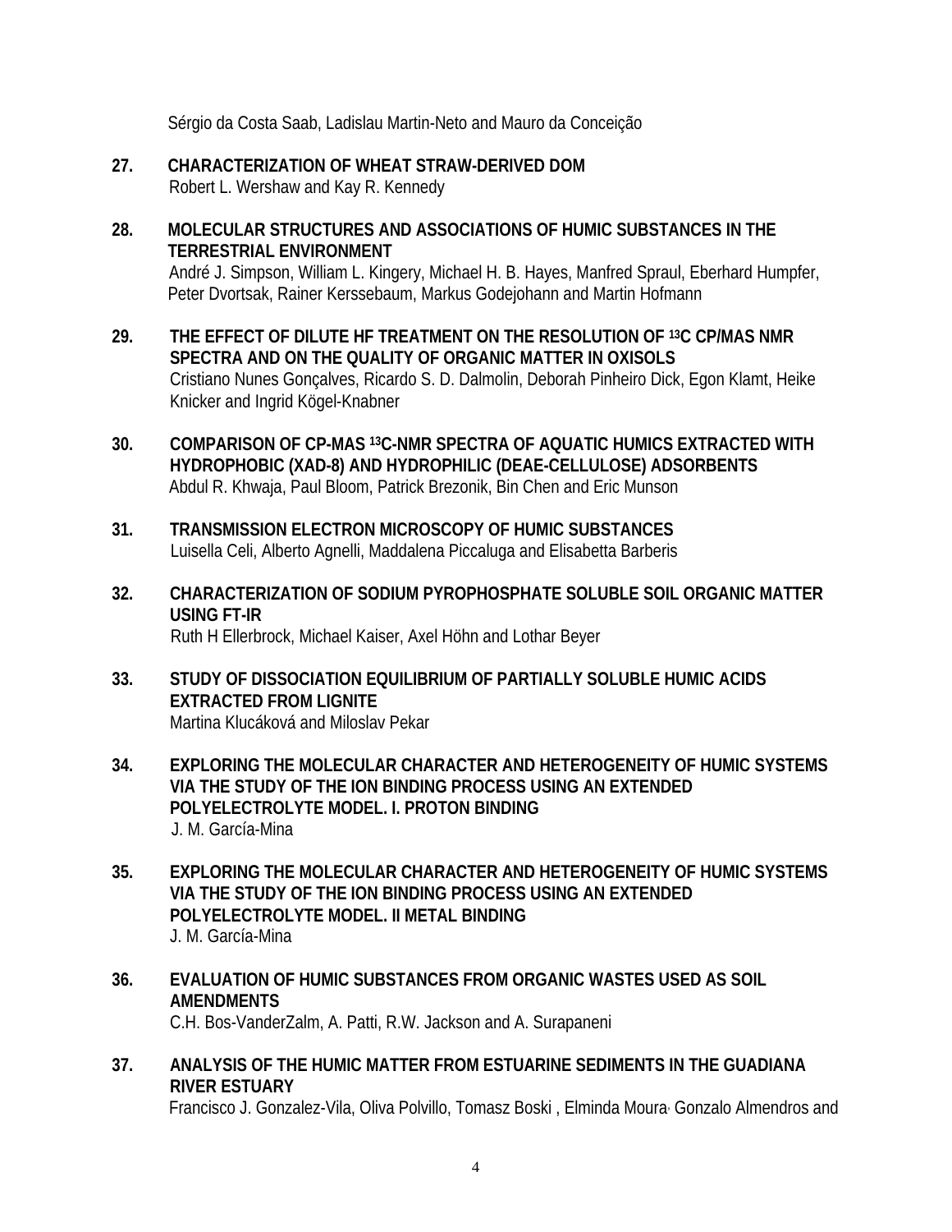Sérgio da Costa Saab, Ladislau Martin-Neto and Mauro da Conceição

**27. CHARACTERIZATION OF WHEAT STRAW-DERIVED DOM**
Robert L. Wershaw and Kay R. Kennedy

**28. MOLECULAR STRUCTURES AND ASSOCIATIONS OF HUMIC SUBSTANCES IN THE TERRESTRIAL ENVIRONMENT**
André J. Simpson, William L. Kingery, Michael H. B. Hayes, Manfred Spraul, Eberhard Humpfer, Peter Dvortsak, Rainer Kerssebaum, Markus Godejohann and Martin Hofmann

**29. THE EFFECT OF DILUTE HF TREATMENT ON THE RESOLUTION OF $^{13}$C CP/MAS NMR SPECTRA AND ON THE QUALITY OF ORGANIC MATTER IN OXISOLS**
Cristiano Nunes Gonçalves, Ricardo S. D. Dalmolin, Deborah Pinheiro Dick, Egon Klamt, Heike Knicker and Ingrid Kögel-Knabner

**30. COMPARISON OF CP-MAS $^{13}$C-NMR SPECTRA OF AQUATIC HUMICS EXTRACTED WITH HYDROPHOBIC (XAD-8) AND HYDROPHILIC (DEAE-CELLULOSE) ADSORBENTS**
Abdul R. Khwaja, Paul Bloom, Patrick Brezonik, Bin Chen and Eric Munson

**31. TRANSMISSION ELECTRON MICROSCOPY OF HUMIC SUBSTANCES**
Luisella Celi, Alberto Agnelli, Maddalena Piccaluga and Elisabetta Barberis

**32. CHARACTERIZATION OF SODIUM PYROPHOSPHATE SOLUBLE SOIL ORGANIC MATTER USING FT-IR**
Ruth H Ellerbrock, Michael Kaiser, Axel Höhn and Lothar Beyer

**33. STUDY OF DISSOCIATION EQUILIBRIUM OF PARTIALLY SOLUBLE HUMIC ACIDS EXTRACTED FROM LIGNITE**
Martina Klucáková and Miloslav Pekar

**34. EXPLORING THE MOLECULAR CHARACTER AND HETEROGENEITY OF HUMIC SYSTEMS VIA THE STUDY OF THE ION BINDING PROCESS USING AN EXTENDED POLYELECTROLYTE MODEL. I. PROTON BINDING**
J. M. García-Mina

**35. EXPLORING THE MOLECULAR CHARACTER AND HETEROGENEITY OF HUMIC SYSTEMS VIA THE STUDY OF THE ION BINDING PROCESS USING AN EXTENDED POLYELECTROLYTE MODEL. II METAL BINDING**
J. M. García-Mina

**36. EVALUATION OF HUMIC SUBSTANCES FROM ORGANIC WASTES USED AS SOIL AMENDMENTS**
C.H. Bos-VanderZalm, A. Patti, R.W. Jackson and A. Surapaneni

**37. ANALYSIS OF THE HUMIC MATTER FROM ESTUARINE SEDIMENTS IN THE GUADIANA RIVER ESTUARY**
Francisco J. Gonzalez-Vila, Oliva Polvillo, Tomasz Boski , Elminda Moura, Gonzalo Almendros and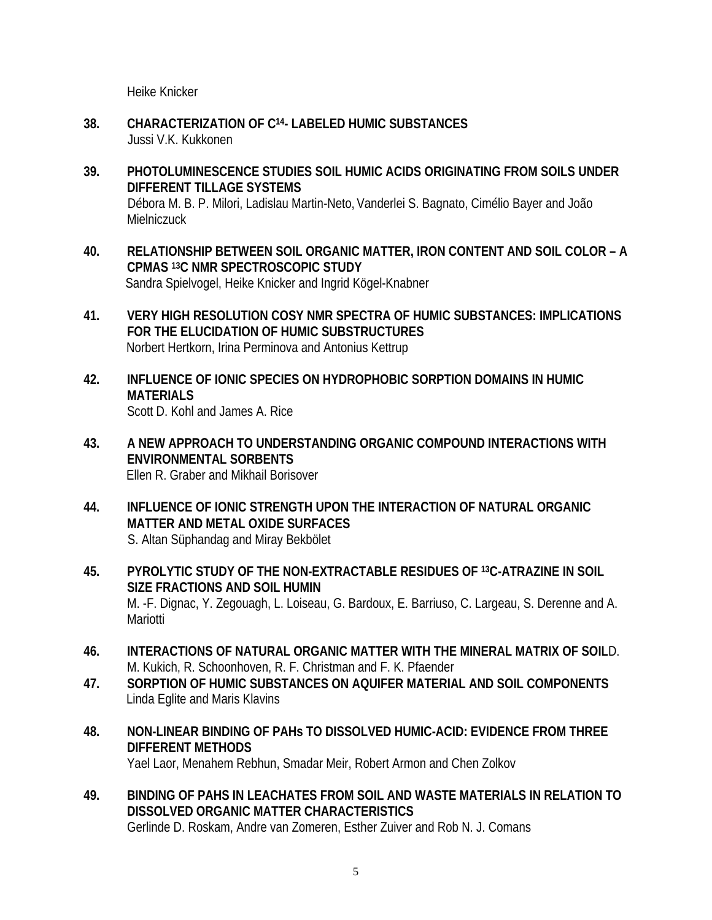Heike Knicker

38. **CHARACTERIZATION OF $C^{14}$- LABELED HUMIC SUBSTANCES**
Jussi V.K. Kukkonen

39. **PHOTOLUMINESCENCE STUDIES SOIL HUMIC ACIDS ORIGINATING FROM SOILS UNDER DIFFERENT TILLAGE SYSTEMS**
Débora M. B. P. Milori, Ladislau Martin-Neto, Vanderlei S. Bagnato, Cimélio Bayer and João Mielniczuck

40. **RELATIONSHIP BETWEEN SOIL ORGANIC MATTER, IRON CONTENT AND SOIL COLOR – A CPMAS $^{13}C$ NMR SPECTROSCOPIC STUDY**
Sandra Spielvogel, Heike Knicker and Ingrid Kögel-Knabner

41. **VERY HIGH RESOLUTION COSY NMR SPECTRA OF HUMIC SUBSTANCES: IMPLICATIONS FOR THE ELUCIDATION OF HUMIC SUBSTRUCTURES**
Norbert Hertkorn, Irina Perminova and Antonius Kettrup

42. **INFLUENCE OF IONIC SPECIES ON HYDROPHOBIC SORPTION DOMAINS IN HUMIC MATERIALS**
Scott D. Kohl and James A. Rice

43. **A NEW APPROACH TO UNDERSTANDING ORGANIC COMPOUND INTERACTIONS WITH ENVIRONMENTAL SORBENTS**
Ellen R. Graber and Mikhail Borisover

44. **INFLUENCE OF IONIC STRENGTH UPON THE INTERACTION OF NATURAL ORGANIC MATTER AND METAL OXIDE SURFACES**
S. Altan Süphandag and Miray Bekbölet

45. **PYROLYTIC STUDY OF THE NON-EXTRACTABLE RESIDUES OF $^{13}C$-ATRAZINE IN SOIL SIZE FRACTIONS AND SOIL HUMIN**
M. -F. Dignac, Y. Zegouagh, L. Loiseau, G. Bardoux, E. Barriuso, C. Largeau, S. Derenne and A. Mariotti

46. **INTERACTIONS OF NATURAL ORGANIC MATTER WITH THE MINERAL MATRIX OF SOIL**D. M. Kukich, R. Schoonhoven, R. F. Christman and F. K. Pfaender

47. **SORPTION OF HUMIC SUBSTANCES ON AQUIFER MATERIAL AND SOIL COMPONENTS**
Linda Eglite and Maris Klavins

48. **NON-LINEAR BINDING OF PAHs TO DISSOLVED HUMIC-ACID: EVIDENCE FROM THREE DIFFERENT METHODS**
Yael Laor, Menahem Rebhun, Smadar Meir, Robert Armon and Chen Zolkov

49. **BINDING OF PAHS IN LEACHATES FROM SOIL AND WASTE MATERIALS IN RELATION TO DISSOLVED ORGANIC MATTER CHARACTERISTICS**
Gerlinde D. Roskam, Andre van Zomeren, Esther Zuiver and Rob N. J. Comans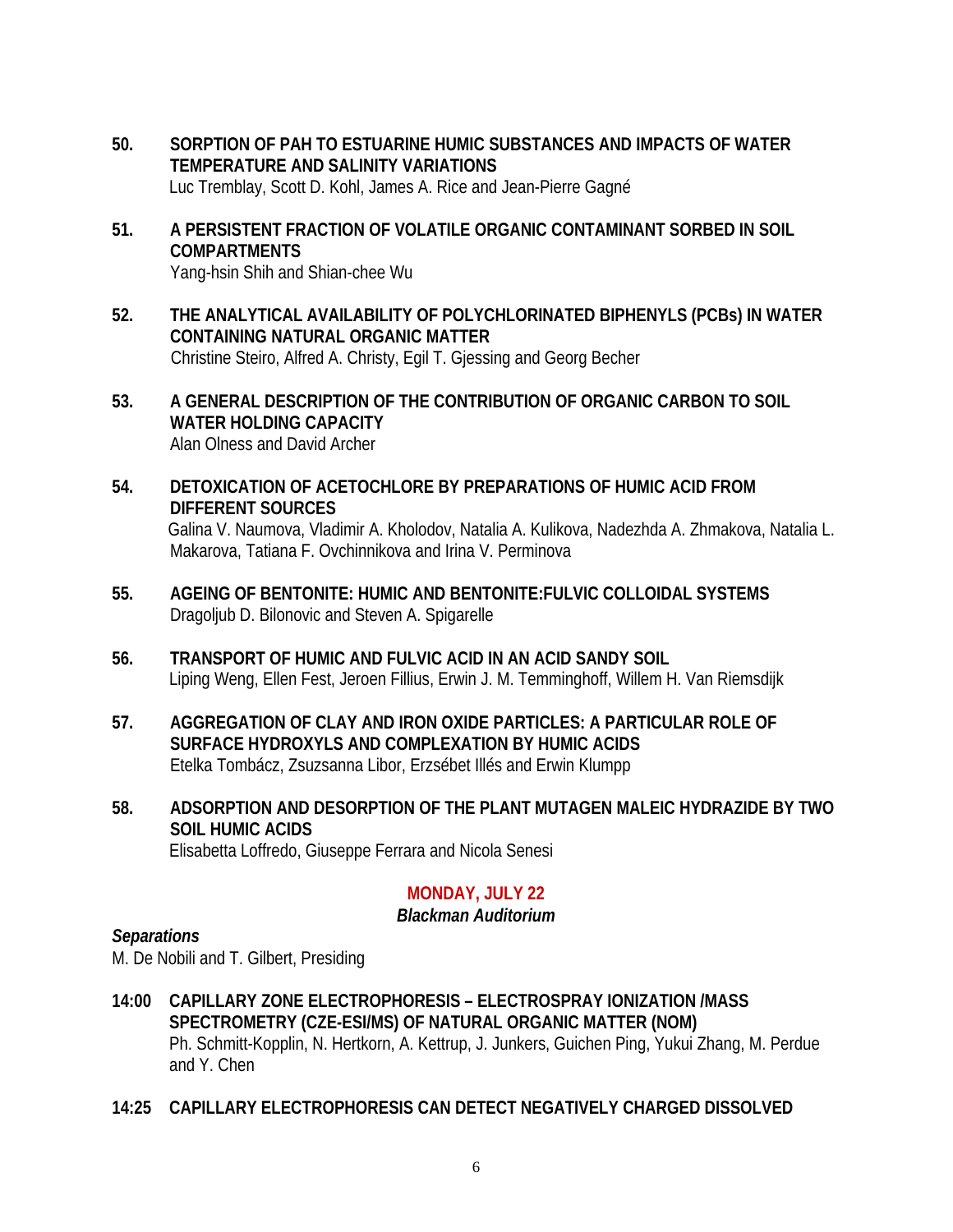**50. SORPTION OF PAH TO ESTUARINE HUMIC SUBSTANCES AND IMPACTS OF WATER TEMPERATURE AND SALINITY VARIATIONS**
Luc Tremblay, Scott D. Kohl, James A. Rice and Jean-Pierre Gagné

**51. A PERSISTENT FRACTION OF VOLATILE ORGANIC CONTAMINANT SORBED IN SOIL COMPARTMENTS**
Yang-hsin Shih and Shian-chee Wu

**52. THE ANALYTICAL AVAILABILITY OF POLYCHLORINATED BIPHENYLS (PCBs) IN WATER CONTAINING NATURAL ORGANIC MATTER**
Christine Steiro, Alfred A. Christy, Egil T. Gjessing and Georg Becher

**53. A GENERAL DESCRIPTION OF THE CONTRIBUTION OF ORGANIC CARBON TO SOIL WATER HOLDING CAPACITY**
Alan Olness and David Archer

**54. DETOXICATION OF ACETOCHLORE BY PREPARATIONS OF HUMIC ACID FROM DIFFERENT SOURCES**
Galina V. Naumova, Vladimir A. Kholodov, Natalia A. Kulikova, Nadezhda A. Zhmakova, Natalia L. Makarova, Tatiana F. Ovchinnikova and Irina V. Perminova

**55. AGEING OF BENTONITE: HUMIC AND BENTONITE:FULVIC COLLOIDAL SYSTEMS**
Dragoljub D. Bilonovic and Steven A. Spigarelle

**56. TRANSPORT OF HUMIC AND FULVIC ACID IN AN ACID SANDY SOIL**
Liping Weng, Ellen Fest, Jeroen Fillius, Erwin J. M. Temminghoff, Willem H. Van Riemsdijk

**57. AGGREGATION OF CLAY AND IRON OXIDE PARTICLES: A PARTICULAR ROLE OF SURFACE HYDROXYLS AND COMPLEXATION BY HUMIC ACIDS**
Etelka Tombácz, Zsuzsanna Libor, Erzsébet Illés and Erwin Klumpp

**58. ADSORPTION AND DESORPTION OF THE PLANT MUTAGEN MALEIC HYDRAZIDE BY TWO SOIL HUMIC ACIDS**
Elisabetta Loffredo, Giuseppe Ferrara and Nicola Senesi

## MONDAY, JULY 22

***Blackman Auditorium***

***Separations***

M. De Nobili and T. Gilbert, Presiding

**14:00 CAPILLARY ZONE ELECTROPHORESIS – ELECTROSPRAY IONIZATION /MASS SPECTROMETRY (CZE-ESI/MS) OF NATURAL ORGANIC MATTER (NOM)**
Ph. Schmitt-Kopplin, N. Hertkorn, A. Kettrup, J. Junkers, Guichen Ping, Yukui Zhang, M. Perdue and Y. Chen

**14:25 CAPILLARY ELECTROPHORESIS CAN DETECT NEGATIVELY CHARGED DISSOLVED**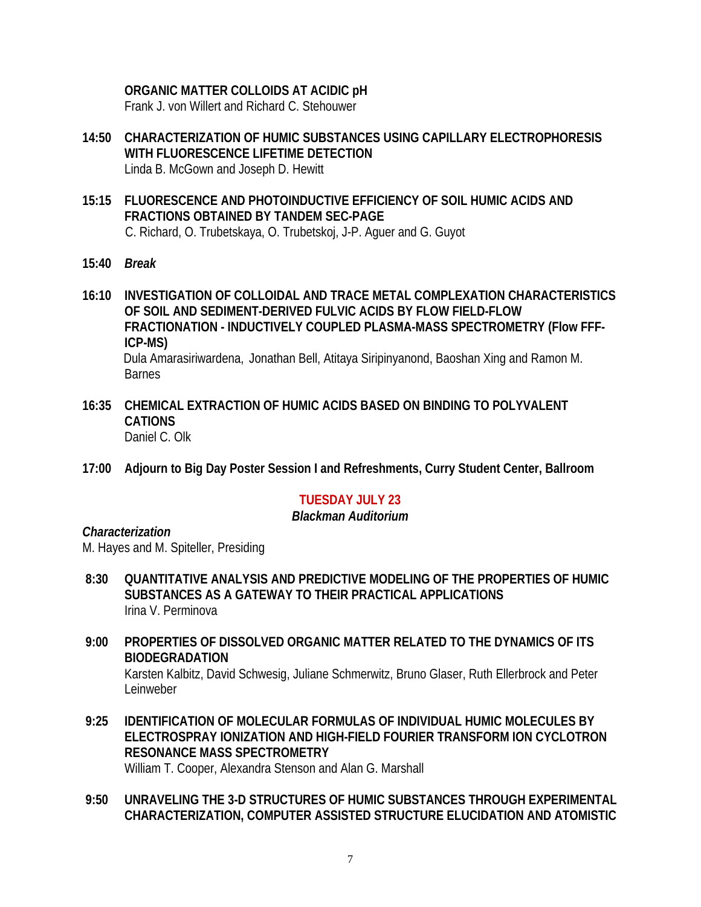**ORGANIC MATTER COLLOIDS AT ACIDIC pH**
Frank J. von Willert and Richard C. Stehouwer

**14:50 CHARACTERIZATION OF HUMIC SUBSTANCES USING CAPILLARY ELECTROPHORESIS WITH FLUORESCENCE LIFETIME DETECTION**
Linda B. McGown and Joseph D. Hewitt

**15:15 FLUORESCENCE AND PHOTOINDUCTIVE EFFICIENCY OF SOIL HUMIC ACIDS AND FRACTIONS OBTAINED BY TANDEM SEC-PAGE**
C. Richard, O. Trubetskaya, O. Trubetskoj, J-P. Aguer and G. Guyot

**15:40** ***Break***

**16:10 INVESTIGATION OF COLLOIDAL AND TRACE METAL COMPLEXATION CHARACTERISTICS OF SOIL AND SEDIMENT-DERIVED FULVIC ACIDS BY FLOW FIELD-FLOW FRACTIONATION - INDUCTIVELY COUPLED PLASMA-MASS SPECTROMETRY (Flow FFF-ICP-MS)**
Dula Amarasiriwardena, Jonathan Bell, Atitaya Siripinyanond, Baoshan Xing and Ramon M. Barnes

**16:35 CHEMICAL EXTRACTION OF HUMIC ACIDS BASED ON BINDING TO POLYVALENT CATIONS**
Daniel C. Olk

**17:00 Adjourn to Big Day Poster Session I and Refreshments, Curry Student Center, Ballroom**

## TUESDAY JULY 23

***Blackman Auditorium***

***Characterization***
M. Hayes and M. Spiteller, Presiding

**8:30 QUANTITATIVE ANALYSIS AND PREDICTIVE MODELING OF THE PROPERTIES OF HUMIC SUBSTANCES AS A GATEWAY TO THEIR PRACTICAL APPLICATIONS**
Irina V. Perminova

**9:00 PROPERTIES OF DISSOLVED ORGANIC MATTER RELATED TO THE DYNAMICS OF ITS BIODEGRADATION**
Karsten Kalbitz, David Schwesig, Juliane Schmerwitz, Bruno Glaser, Ruth Ellerbrock and Peter Leinweber

**9:25 IDENTIFICATION OF MOLECULAR FORMULAS OF INDIVIDUAL HUMIC MOLECULES BY ELECTROSPRAY IONIZATION AND HIGH-FIELD FOURIER TRANSFORM ION CYCLOTRON RESONANCE MASS SPECTROMETRY**
William T. Cooper, Alexandra Stenson and Alan G. Marshall

**9:50 UNRAVELING THE 3-D STRUCTURES OF HUMIC SUBSTANCES THROUGH EXPERIMENTAL CHARACTERIZATION, COMPUTER ASSISTED STRUCTURE ELUCIDATION AND ATOMISTIC**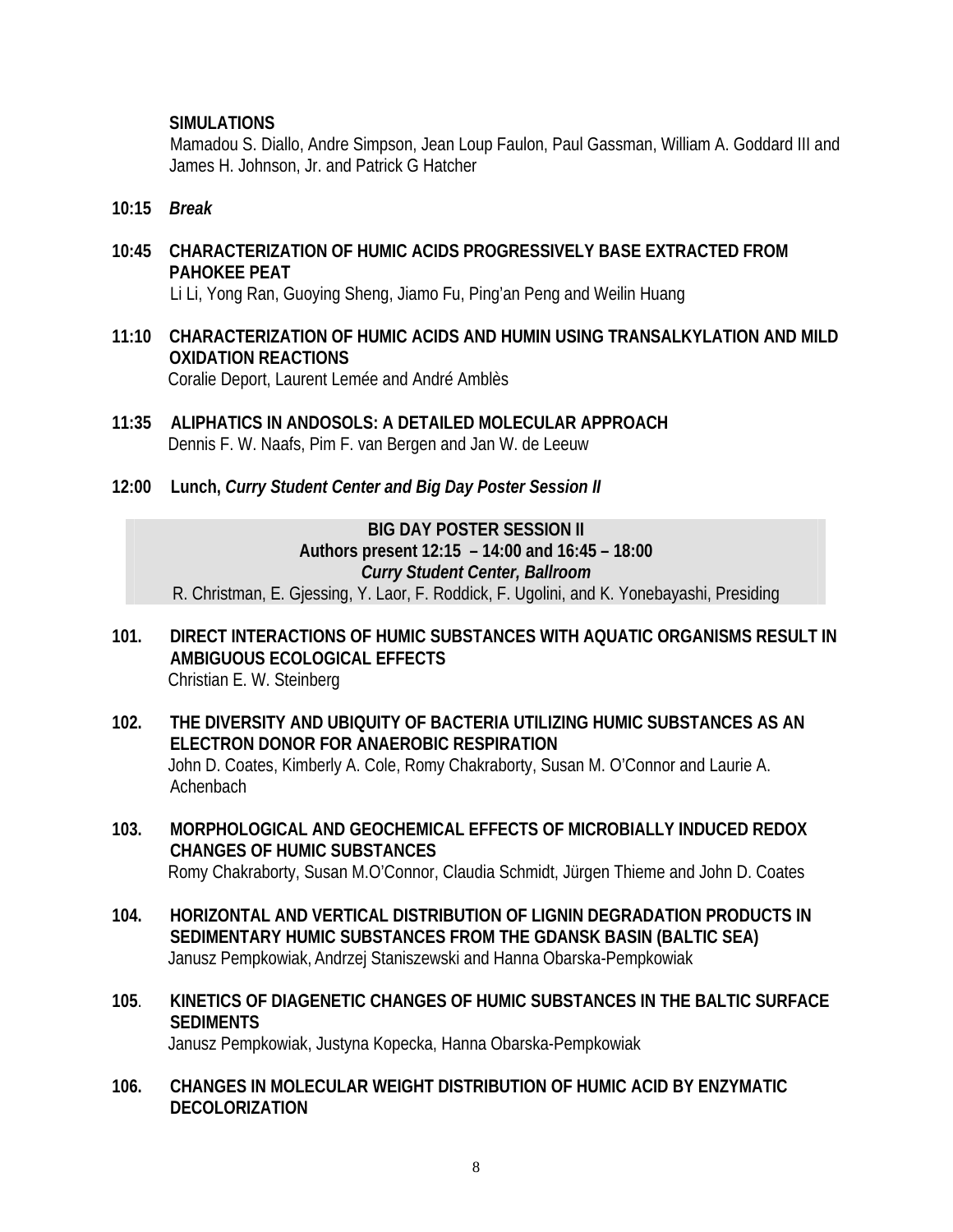**SIMULATIONS**
Mamadou S. Diallo, Andre Simpson, Jean Loup Faulon, Paul Gassman, William A. Goddard III and James H. Johnson, Jr. and Patrick G Hatcher

**10:15** ***Break***

**10:45 CHARACTERIZATION OF HUMIC ACIDS PROGRESSIVELY BASE EXTRACTED FROM PAHOKEE PEAT**
Li Li, Yong Ran, Guoying Sheng, Jiamo Fu, Ping'an Peng and Weilin Huang

**11:10 CHARACTERIZATION OF HUMIC ACIDS AND HUMIN USING TRANSALKYLATION AND MILD OXIDATION REACTIONS**
Coralie Deport, Laurent Lemée and André Amblès

**11:35 ALIPHATICS IN ANDOSOLS: A DETAILED MOLECULAR APPROACH**
Dennis F. W. Naafs, Pim F. van Bergen and Jan W. de Leeuw

**12:00 Lunch,** ***Curry Student Center and Big Day Poster Session II***

**BIG DAY POSTER SESSION II**
**Authors present 12:15 – 14:00 and 16:45 – 18:00**
***Curry Student Center, Ballroom***
R. Christman, E. Gjessing, Y. Laor, F. Roddick, F. Ugolini, and K. Yonebayashi, Presiding

**101. DIRECT INTERACTIONS OF HUMIC SUBSTANCES WITH AQUATIC ORGANISMS RESULT IN AMBIGUOUS ECOLOGICAL EFFECTS**
Christian E. W. Steinberg

**102. THE DIVERSITY AND UBIQUITY OF BACTERIA UTILIZING HUMIC SUBSTANCES AS AN ELECTRON DONOR FOR ANAEROBIC RESPIRATION**
John D. Coates, Kimberly A. Cole, Romy Chakraborty, Susan M. O'Connor and Laurie A. Achenbach

**103. MORPHOLOGICAL AND GEOCHEMICAL EFFECTS OF MICROBIALLY INDUCED REDOX CHANGES OF HUMIC SUBSTANCES**
Romy Chakraborty, Susan M.O'Connor, Claudia Schmidt, Jürgen Thieme and John D. Coates

**104. HORIZONTAL AND VERTICAL DISTRIBUTION OF LIGNIN DEGRADATION PRODUCTS IN SEDIMENTARY HUMIC SUBSTANCES FROM THE GDANSK BASIN (BALTIC SEA)**
Janusz Pempkowiak, Andrzej Staniszewski and Hanna Obarska-Pempkowiak

**105. KINETICS OF DIAGENETIC CHANGES OF HUMIC SUBSTANCES IN THE BALTIC SURFACE SEDIMENTS**
Janusz Pempkowiak, Justyna Kopecka, Hanna Obarska-Pempkowiak

**106. CHANGES IN MOLECULAR WEIGHT DISTRIBUTION OF HUMIC ACID BY ENZYMATIC DECOLORIZATION**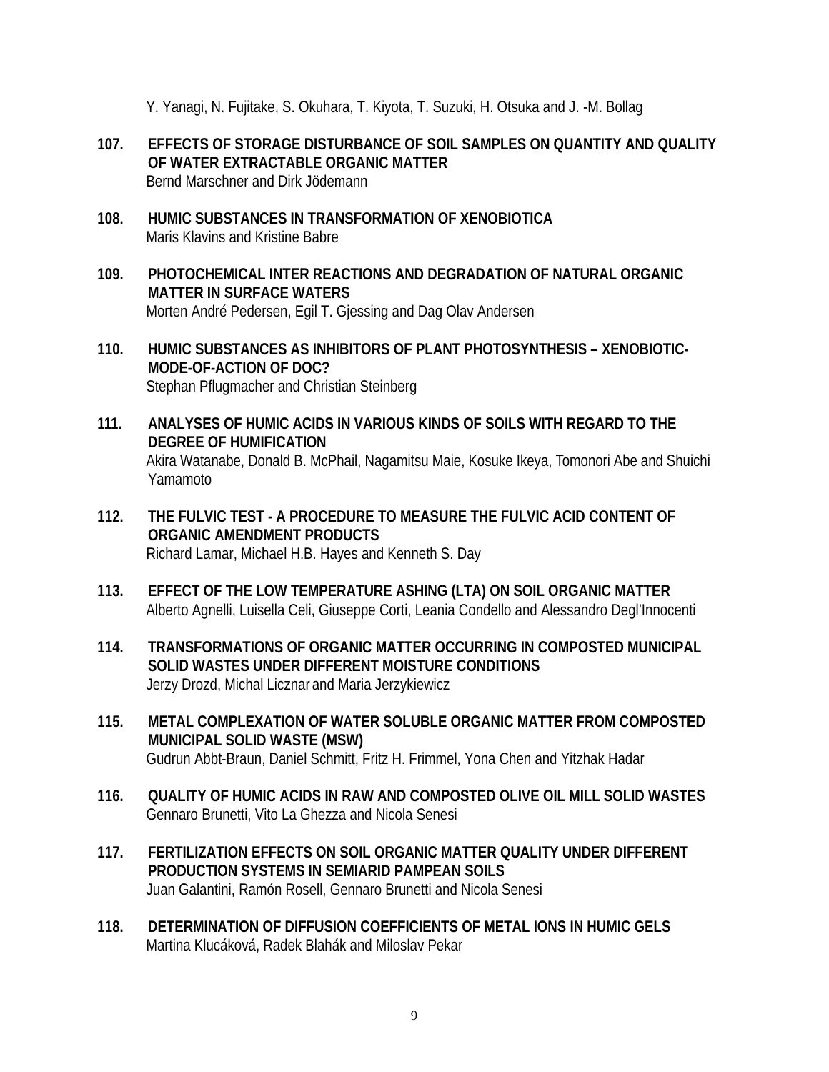Y. Yanagi, N. Fujitake, S. Okuhara, T. Kiyota, T. Suzuki, H. Otsuka and J. -M. Bollag

**107. EFFECTS OF STORAGE DISTURBANCE OF SOIL SAMPLES ON QUANTITY AND QUALITY OF WATER EXTRACTABLE ORGANIC MATTER**
Bernd Marschner and Dirk Jödemann

**108. HUMIC SUBSTANCES IN TRANSFORMATION OF XENOBIOTICA**
Maris Klavins and Kristine Babre

**109. PHOTOCHEMICAL INTER REACTIONS AND DEGRADATION OF NATURAL ORGANIC MATTER IN SURFACE WATERS**
Morten André Pedersen, Egil T. Gjessing and Dag Olav Andersen

**110. HUMIC SUBSTANCES AS INHIBITORS OF PLANT PHOTOSYNTHESIS – XENOBIOTIC-MODE-OF-ACTION OF DOC?**
Stephan Pflugmacher and Christian Steinberg

**111. ANALYSES OF HUMIC ACIDS IN VARIOUS KINDS OF SOILS WITH REGARD TO THE DEGREE OF HUMIFICATION**
Akira Watanabe, Donald B. McPhail, Nagamitsu Maie, Kosuke Ikeya, Tomonori Abe and Shuichi Yamamoto

**112. THE FULVIC TEST - A PROCEDURE TO MEASURE THE FULVIC ACID CONTENT OF ORGANIC AMENDMENT PRODUCTS**
Richard Lamar, Michael H.B. Hayes and Kenneth S. Day

**113. EFFECT OF THE LOW TEMPERATURE ASHING (LTA) ON SOIL ORGANIC MATTER**
Alberto Agnelli, Luisella Celi, Giuseppe Corti, Leania Condello and Alessandro Degl'Innocenti

**114. TRANSFORMATIONS OF ORGANIC MATTER OCCURRING IN COMPOSTED MUNICIPAL SOLID WASTES UNDER DIFFERENT MOISTURE CONDITIONS**
Jerzy Drozd, Michal Licznar and Maria Jerzykiewicz

**115. METAL COMPLEXATION OF WATER SOLUBLE ORGANIC MATTER FROM COMPOSTED MUNICIPAL SOLID WASTE (MSW)**
Gudrun Abbt-Braun, Daniel Schmitt, Fritz H. Frimmel, Yona Chen and Yitzhak Hadar

**116. QUALITY OF HUMIC ACIDS IN RAW AND COMPOSTED OLIVE OIL MILL SOLID WASTES**
Gennaro Brunetti, Vito La Ghezza and Nicola Senesi

**117. FERTILIZATION EFFECTS ON SOIL ORGANIC MATTER QUALITY UNDER DIFFERENT PRODUCTION SYSTEMS IN SEMIARID PAMPEAN SOILS**
Juan Galantini, Ramón Rosell, Gennaro Brunetti and Nicola Senesi

**118. DETERMINATION OF DIFFUSION COEFFICIENTS OF METAL IONS IN HUMIC GELS**
Martina Klucáková, Radek Blahák and Miloslav Pekar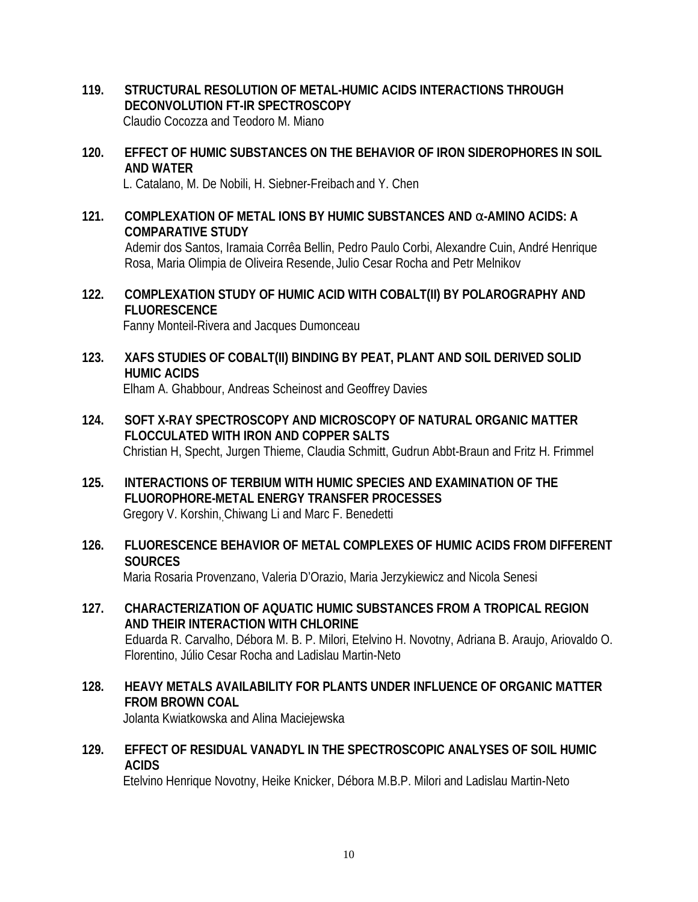**119. STRUCTURAL RESOLUTION OF METAL-HUMIC ACIDS INTERACTIONS THROUGH DECONVOLUTION FT-IR SPECTROSCOPY**
Claudio Cocozza and Teodoro M. Miano

**120. EFFECT OF HUMIC SUBSTANCES ON THE BEHAVIOR OF IRON SIDEROPHORES IN SOIL AND WATER**
L. Catalano, M. De Nobili, H. Siebner-Freibach and Y. Chen

**121. COMPLEXATION OF METAL IONS BY HUMIC SUBSTANCES AND $\alpha$-AMINO ACIDS: A COMPARATIVE STUDY**
Ademir dos Santos, Iramaia Corrêa Bellin, Pedro Paulo Corbi, Alexandre Cuin, André Henrique Rosa, Maria Olimpia de Oliveira Resende, Julio Cesar Rocha and Petr Melnikov

**122. COMPLEXATION STUDY OF HUMIC ACID WITH COBALT(II) BY POLAROGRAPHY AND FLUORESCENCE**
Fanny Monteil-Rivera and Jacques Dumonceau

**123. XAFS STUDIES OF COBALT(II) BINDING BY PEAT, PLANT AND SOIL DERIVED SOLID HUMIC ACIDS**
Elham A. Ghabbour, Andreas Scheinost and Geoffrey Davies

**124. SOFT X-RAY SPECTROSCOPY AND MICROSCOPY OF NATURAL ORGANIC MATTER FLOCCULATED WITH IRON AND COPPER SALTS**
Christian H, Specht, Jurgen Thieme, Claudia Schmitt, Gudrun Abbt-Braun and Fritz H. Frimmel

**125. INTERACTIONS OF TERBIUM WITH HUMIC SPECIES AND EXAMINATION OF THE FLUOROPHORE-METAL ENERGY TRANSFER PROCESSES**
Gregory V. Korshin, Chiwang Li and Marc F. Benedetti

**126. FLUORESCENCE BEHAVIOR OF METAL COMPLEXES OF HUMIC ACIDS FROM DIFFERENT SOURCES**
Maria Rosaria Provenzano, Valeria D'Orazio, Maria Jerzykiewicz and Nicola Senesi

**127. CHARACTERIZATION OF AQUATIC HUMIC SUBSTANCES FROM A TROPICAL REGION AND THEIR INTERACTION WITH CHLORINE**
Eduarda R. Carvalho, Débora M. B. P. Milori, Etelvino H. Novotny, Adriana B. Araujo, Ariovaldo O. Florentino, Júlio Cesar Rocha and Ladislau Martin-Neto

**128. HEAVY METALS AVAILABILITY FOR PLANTS UNDER INFLUENCE OF ORGANIC MATTER FROM BROWN COAL**
Jolanta Kwiatkowska and Alina Maciejewska

**129. EFFECT OF RESIDUAL VANADYL IN THE SPECTROSCOPIC ANALYSES OF SOIL HUMIC ACIDS**
Etelvino Henrique Novotny, Heike Knicker, Débora M.B.P. Milori and Ladislau Martin-Neto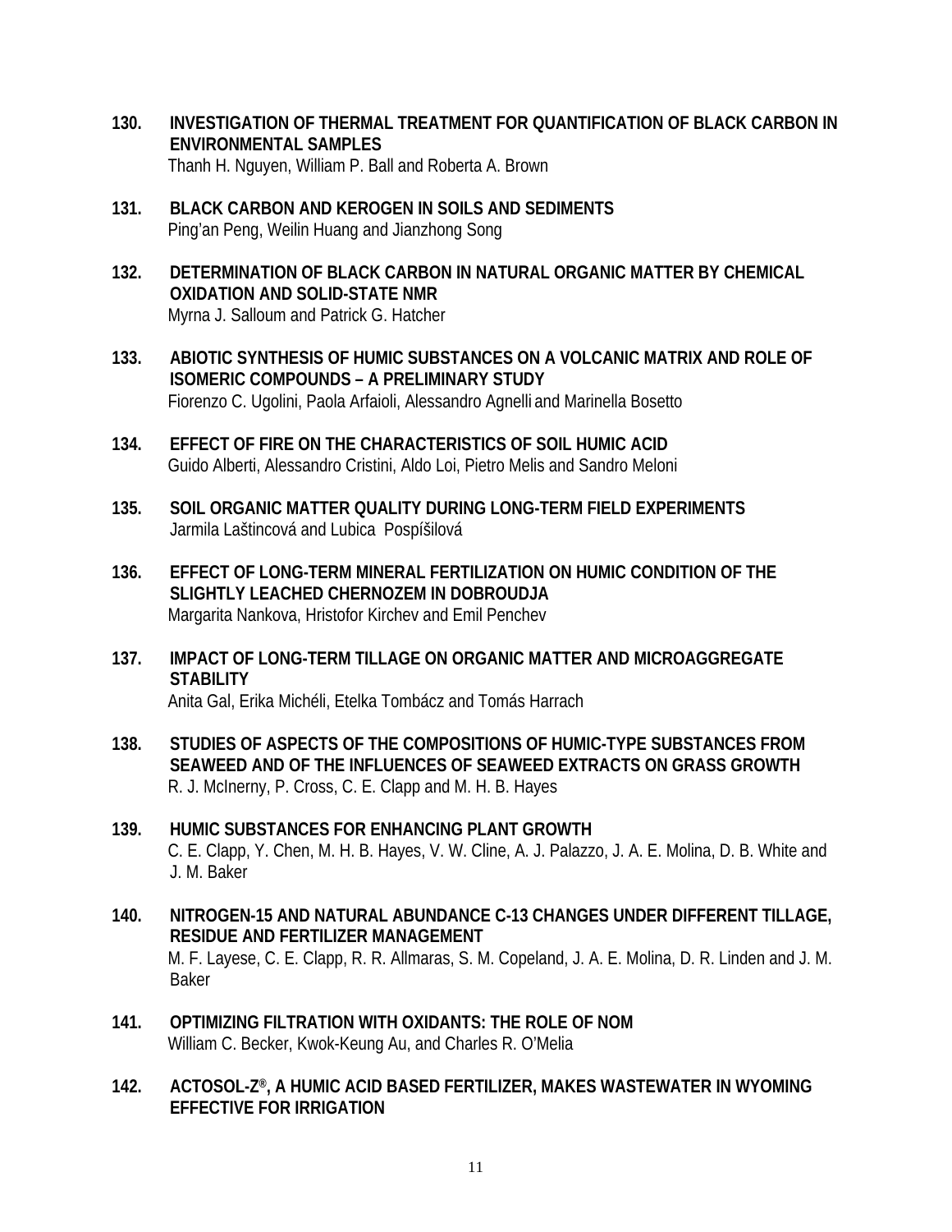**130. INVESTIGATION OF THERMAL TREATMENT FOR QUANTIFICATION OF BLACK CARBON IN ENVIRONMENTAL SAMPLES**
Thanh H. Nguyen, William P. Ball and Roberta A. Brown

**131. BLACK CARBON AND KEROGEN IN SOILS AND SEDIMENTS**
Ping'an Peng, Weilin Huang and Jianzhong Song

**132. DETERMINATION OF BLACK CARBON IN NATURAL ORGANIC MATTER BY CHEMICAL OXIDATION AND SOLID-STATE NMR**
Myrna J. Salloum and Patrick G. Hatcher

**133. ABIOTIC SYNTHESIS OF HUMIC SUBSTANCES ON A VOLCANIC MATRIX AND ROLE OF ISOMERIC COMPOUNDS – A PRELIMINARY STUDY**
Fiorenzo C. Ugolini, Paola Arfaioli, Alessandro Agnelli and Marinella Bosetto

**134. EFFECT OF FIRE ON THE CHARACTERISTICS OF SOIL HUMIC ACID**
Guido Alberti, Alessandro Cristini, Aldo Loi, Pietro Melis and Sandro Meloni

**135. SOIL ORGANIC MATTER QUALITY DURING LONG-TERM FIELD EXPERIMENTS**
Jarmila Laštincová and Lubica Pospíšilová

**136. EFFECT OF LONG-TERM MINERAL FERTILIZATION ON HUMIC CONDITION OF THE SLIGHTLY LEACHED CHERNOZEM IN DOBROUDJA**
Margarita Nankova, Hristofor Kirchev and Emil Penchev

**137. IMPACT OF LONG-TERM TILLAGE ON ORGANIC MATTER AND MICROAGGREGATE STABILITY**
Anita Gal, Erika Michéli, Etelka Tombácz and Tomás Harrach

**138. STUDIES OF ASPECTS OF THE COMPOSITIONS OF HUMIC-TYPE SUBSTANCES FROM SEAWEED AND OF THE INFLUENCES OF SEAWEED EXTRACTS ON GRASS GROWTH**
R. J. McInerny, P. Cross, C. E. Clapp and M. H. B. Hayes

**139. HUMIC SUBSTANCES FOR ENHANCING PLANT GROWTH**
C. E. Clapp, Y. Chen, M. H. B. Hayes, V. W. Cline, A. J. Palazzo, J. A. E. Molina, D. B. White and J. M. Baker

**140. NITROGEN-15 AND NATURAL ABUNDANCE C-13 CHANGES UNDER DIFFERENT TILLAGE, RESIDUE AND FERTILIZER MANAGEMENT**
M. F. Layese, C. E. Clapp, R. R. Allmaras, S. M. Copeland, J. A. E. Molina, D. R. Linden and J. M. Baker

**141. OPTIMIZING FILTRATION WITH OXIDANTS: THE ROLE OF NOM**
William C. Becker, Kwok-Keung Au, and Charles R. O'Melia

**142. ACTOSOL-Z®, A HUMIC ACID BASED FERTILIZER, MAKES WASTEWATER IN WYOMING EFFECTIVE FOR IRRIGATION**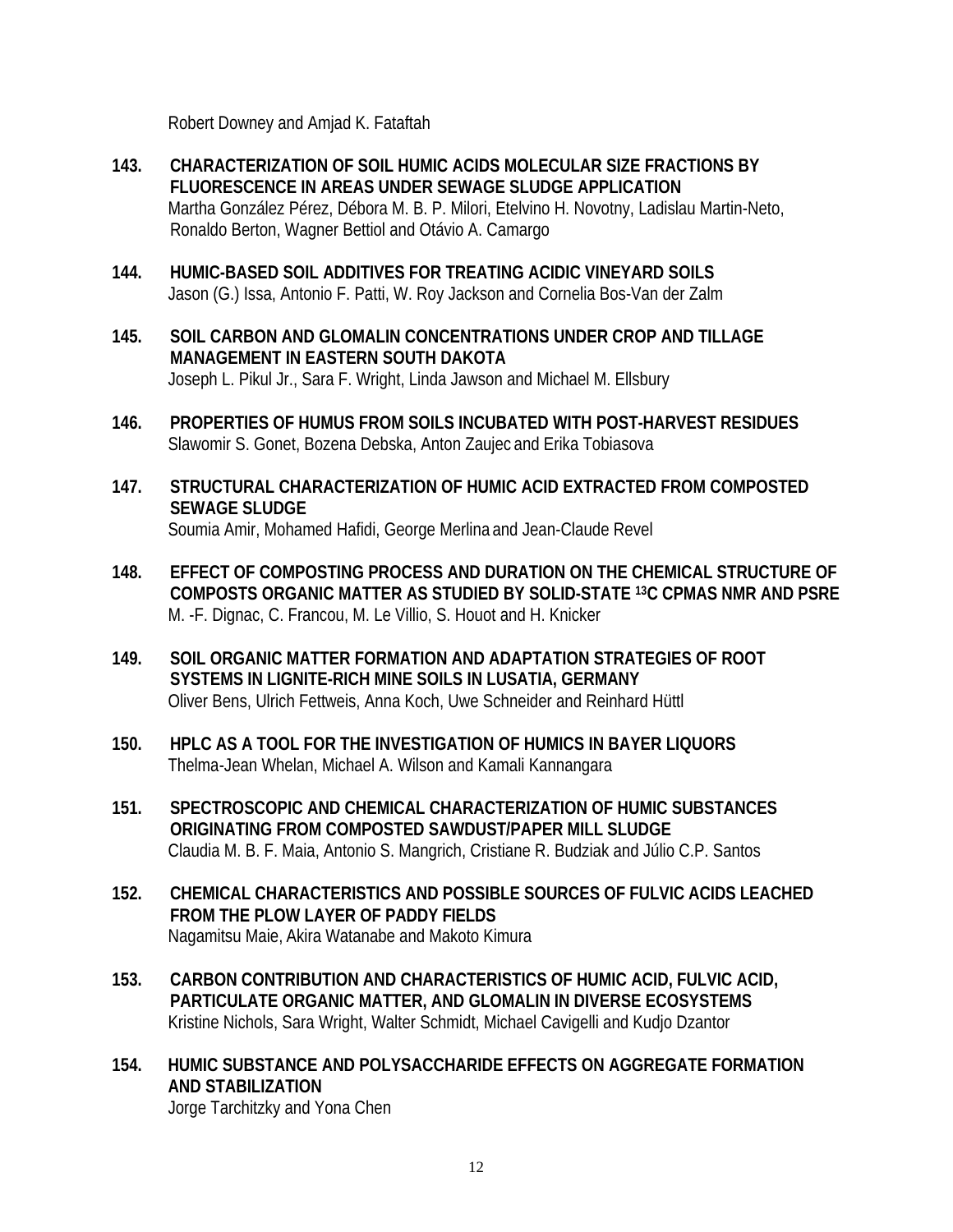Robert Downey and Amjad K. Fataftah

**143. CHARACTERIZATION OF SOIL HUMIC ACIDS MOLECULAR SIZE FRACTIONS BY FLUORESCENCE IN AREAS UNDER SEWAGE SLUDGE APPLICATION**
Martha González Pérez, Débora M. B. P. Milori, Etelvino H. Novotny, Ladislau Martin-Neto, Ronaldo Berton, Wagner Bettiol and Otávio A. Camargo

**144. HUMIC-BASED SOIL ADDITIVES FOR TREATING ACIDIC VINEYARD SOILS**
Jason (G.) Issa, Antonio F. Patti, W. Roy Jackson and Cornelia Bos-Van der Zalm

**145. SOIL CARBON AND GLOMALIN CONCENTRATIONS UNDER CROP AND TILLAGE MANAGEMENT IN EASTERN SOUTH DAKOTA**
Joseph L. Pikul Jr., Sara F. Wright, Linda Jawson and Michael M. Ellsbury

**146. PROPERTIES OF HUMUS FROM SOILS INCUBATED WITH POST-HARVEST RESIDUES**
Slawomir S. Gonet, Bozena Debska, Anton Zaujec and Erika Tobiasova

**147. STRUCTURAL CHARACTERIZATION OF HUMIC ACID EXTRACTED FROM COMPOSTED SEWAGE SLUDGE**
Soumia Amir, Mohamed Hafidi, George Merlina and Jean-Claude Revel

**148. EFFECT OF COMPOSTING PROCESS AND DURATION ON THE CHEMICAL STRUCTURE OF COMPOSTS ORGANIC MATTER AS STUDIED BY SOLID-STATE $^{13}C$ CPMAS NMR AND PSRE**
M. -F. Dignac, C. Francou, M. Le Villio, S. Houot and H. Knicker

**149. SOIL ORGANIC MATTER FORMATION AND ADAPTATION STRATEGIES OF ROOT SYSTEMS IN LIGNITE-RICH MINE SOILS IN LUSATIA, GERMANY**
Oliver Bens, Ulrich Fettweis, Anna Koch, Uwe Schneider and Reinhard Hüttl

**150. HPLC AS A TOOL FOR THE INVESTIGATION OF HUMICS IN BAYER LIQUORS**
Thelma-Jean Whelan, Michael A. Wilson and Kamali Kannangara

**151. SPECTROSCOPIC AND CHEMICAL CHARACTERIZATION OF HUMIC SUBSTANCES ORIGINATING FROM COMPOSTED SAWDUST/PAPER MILL SLUDGE**
Claudia M. B. F. Maia, Antonio S. Mangrich, Cristiane R. Budziak and Júlio C.P. Santos

**152. CHEMICAL CHARACTERISTICS AND POSSIBLE SOURCES OF FULVIC ACIDS LEACHED FROM THE PLOW LAYER OF PADDY FIELDS**
Nagamitsu Maie, Akira Watanabe and Makoto Kimura

**153. CARBON CONTRIBUTION AND CHARACTERISTICS OF HUMIC ACID, FULVIC ACID, PARTICULATE ORGANIC MATTER, AND GLOMALIN IN DIVERSE ECOSYSTEMS**
Kristine Nichols, Sara Wright, Walter Schmidt, Michael Cavigelli and Kudjo Dzantor

**154. HUMIC SUBSTANCE AND POLYSACCHARIDE EFFECTS ON AGGREGATE FORMATION AND STABILIZATION**
Jorge Tarchitzky and Yona Chen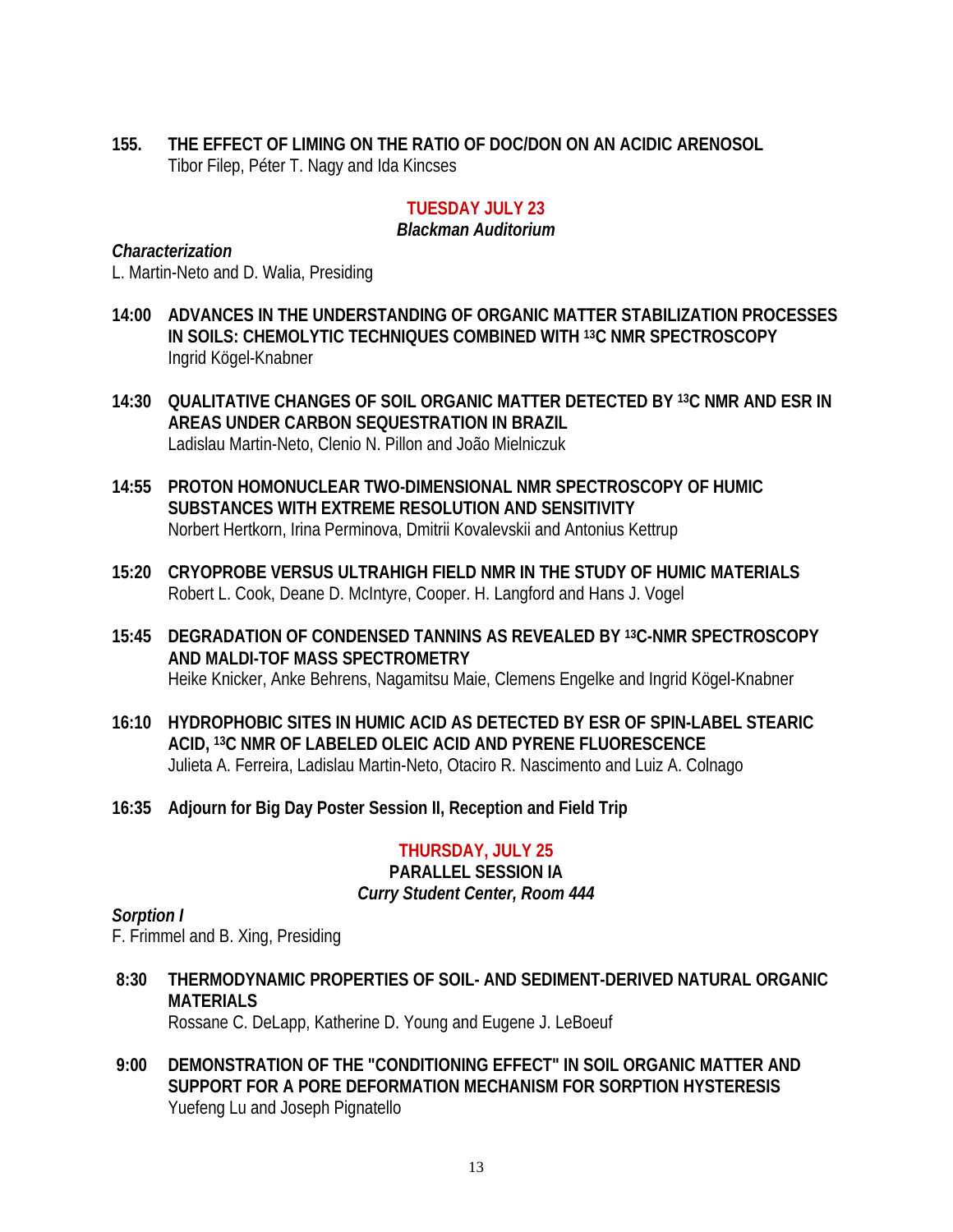**155. THE EFFECT OF LIMING ON THE RATIO OF DOC/DON ON AN ACIDIC ARENOSOL**
Tibor Filep, Péter T. Nagy and Ida Kincses

## TUESDAY JULY 23

***Blackman Auditorium***

***Characterization***
L. Martin-Neto and D. Walia, Presiding

**14:00 ADVANCES IN THE UNDERSTANDING OF ORGANIC MATTER STABILIZATION PROCESSES IN SOILS: CHEMOLYTIC TECHNIQUES COMBINED WITH $^{13}$C NMR SPECTROSCOPY**
Ingrid Kögel-Knabner

**14:30 QUALITATIVE CHANGES OF SOIL ORGANIC MATTER DETECTED BY $^{13}$C NMR AND ESR IN AREAS UNDER CARBON SEQUESTRATION IN BRAZIL**
Ladislau Martin-Neto, Clenio N. Pillon and João Mielniczuk

**14:55 PROTON HOMONUCLEAR TWO-DIMENSIONAL NMR SPECTROSCOPY OF HUMIC SUBSTANCES WITH EXTREME RESOLUTION AND SENSITIVITY**
Norbert Hertkorn, Irina Perminova, Dmitrii Kovalevskii and Antonius Kettrup

**15:20 CRYOPROBE VERSUS ULTRAHIGH FIELD NMR IN THE STUDY OF HUMIC MATERIALS**
Robert L. Cook, Deane D. McIntyre, Cooper. H. Langford and Hans J. Vogel

**15:45 DEGRADATION OF CONDENSED TANNINS AS REVEALED BY $^{13}$C-NMR SPECTROSCOPY AND MALDI-TOF MASS SPECTROMETRY**
Heike Knicker, Anke Behrens, Nagamitsu Maie, Clemens Engelke and Ingrid Kögel-Knabner

**16:10 HYDROPHOBIC SITES IN HUMIC ACID AS DETECTED BY ESR OF SPIN-LABEL STEARIC ACID, $^{13}$C NMR OF LABELED OLEIC ACID AND PYRENE FLUORESCENCE**
Julieta A. Ferreira, Ladislau Martin-Neto, Otaciro R. Nascimento and Luiz A. Colnago

**16:35 Adjourn for Big Day Poster Session II, Reception and Field Trip**

## THURSDAY, JULY 25

**PARALLEL SESSION IA**

***Curry Student Center, Room 444***

***Sorption I***
F. Frimmel and B. Xing, Presiding

**8:30 THERMODYNAMIC PROPERTIES OF SOIL- AND SEDIMENT-DERIVED NATURAL ORGANIC MATERIALS**
Rossane C. DeLapp, Katherine D. Young and Eugene J. LeBoeuf

**9:00 DEMONSTRATION OF THE "CONDITIONING EFFECT" IN SOIL ORGANIC MATTER AND SUPPORT FOR A PORE DEFORMATION MECHANISM FOR SORPTION HYSTERESIS**
Yuefeng Lu and Joseph Pignatello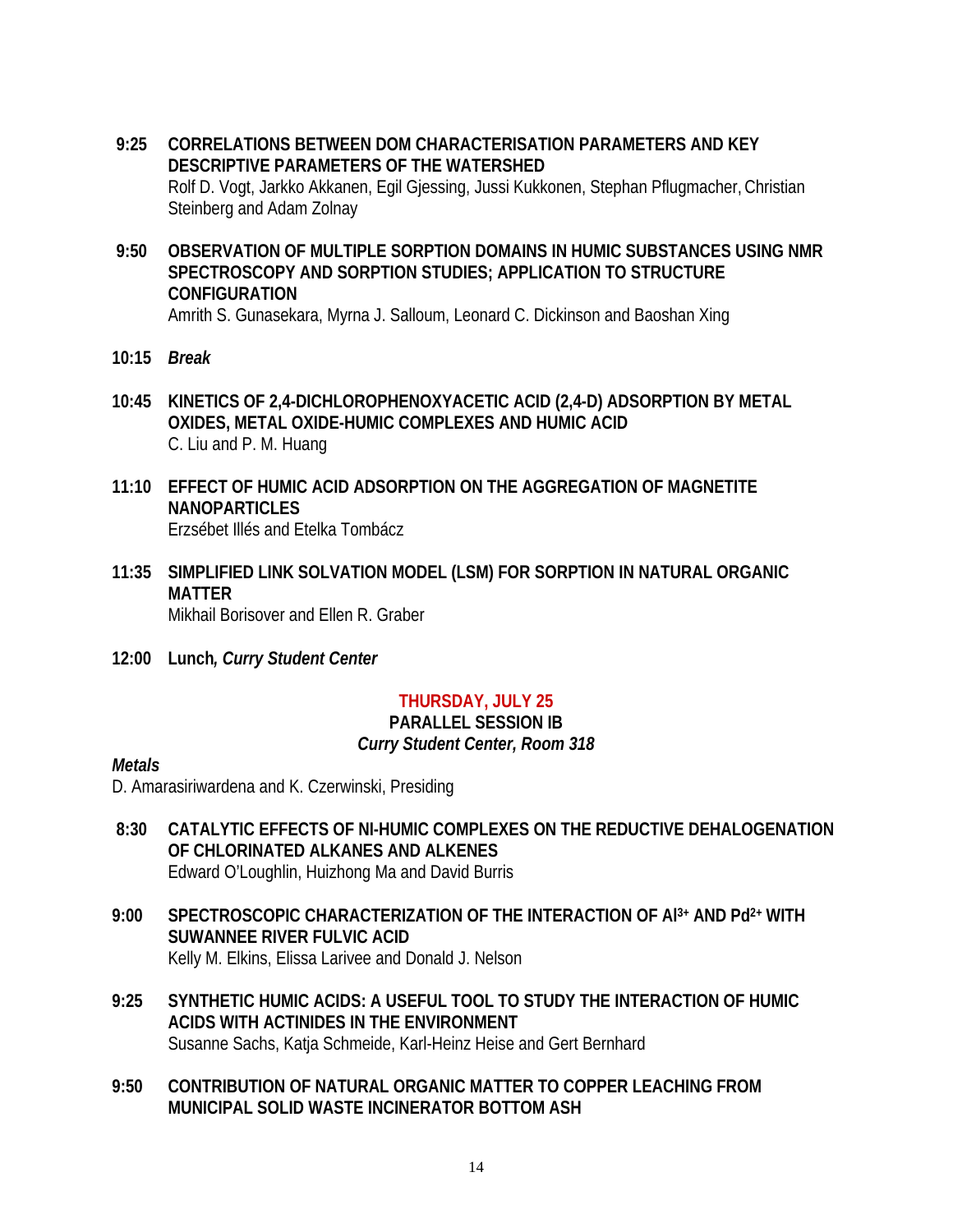**9:25** **CORRELATIONS BETWEEN DOM CHARACTERISATION PARAMETERS AND KEY DESCRIPTIVE PARAMETERS OF THE WATERSHED**
Rolf D. Vogt, Jarkko Akkanen, Egil Gjessing, Jussi Kukkonen, Stephan Pflugmacher, Christian Steinberg and Adam Zolnay

**9:50** **OBSERVATION OF MULTIPLE SORPTION DOMAINS IN HUMIC SUBSTANCES USING NMR SPECTROSCOPY AND SORPTION STUDIES; APPLICATION TO STRUCTURE CONFIGURATION**
Amrith S. Gunasekara, Myrna J. Salloum, Leonard C. Dickinson and Baoshan Xing

**10:15** ***Break***

**10:45** **KINETICS OF 2,4-DICHLOROPHENOXYACETIC ACID (2,4-D) ADSORPTION BY METAL OXIDES, METAL OXIDE-HUMIC COMPLEXES AND HUMIC ACID**
C. Liu and P. M. Huang

**11:10** **EFFECT OF HUMIC ACID ADSORPTION ON THE AGGREGATION OF MAGNETITE NANOPARTICLES**
Erzsébet Illés and Etelka Tombácz

**11:35** **SIMPLIFIED LINK SOLVATION MODEL (LSM) FOR SORPTION IN NATURAL ORGANIC MATTER**
Mikhail Borisover and Ellen R. Graber

**12:00** **Lunch*, Curry Student Center***

## THURSDAY, JULY 25

### PARALLEL SESSION IB

***Curry Student Center, Room 318***

***Metals***

D. Amarasiriwardena and K. Czerwinski, Presiding

**8:30** **CATALYTIC EFFECTS OF NI-HUMIC COMPLEXES ON THE REDUCTIVE DEHALOGENATION OF CHLORINATED ALKANES AND ALKENES**
Edward O'Loughlin, Huizhong Ma and David Burris

**9:00** **SPECTROSCOPIC CHARACTERIZATION OF THE INTERACTION OF $Al^{3+}$ AND $Pd^{2+}$ WITH SUWANNEE RIVER FULVIC ACID**
Kelly M. Elkins, Elissa Larivee and Donald J. Nelson

**9:25** **SYNTHETIC HUMIC ACIDS: A USEFUL TOOL TO STUDY THE INTERACTION OF HUMIC ACIDS WITH ACTINIDES IN THE ENVIRONMENT**
Susanne Sachs, Katja Schmeide, Karl-Heinz Heise and Gert Bernhard

**9:50** **CONTRIBUTION OF NATURAL ORGANIC MATTER TO COPPER LEACHING FROM MUNICIPAL SOLID WASTE INCINERATOR BOTTOM ASH**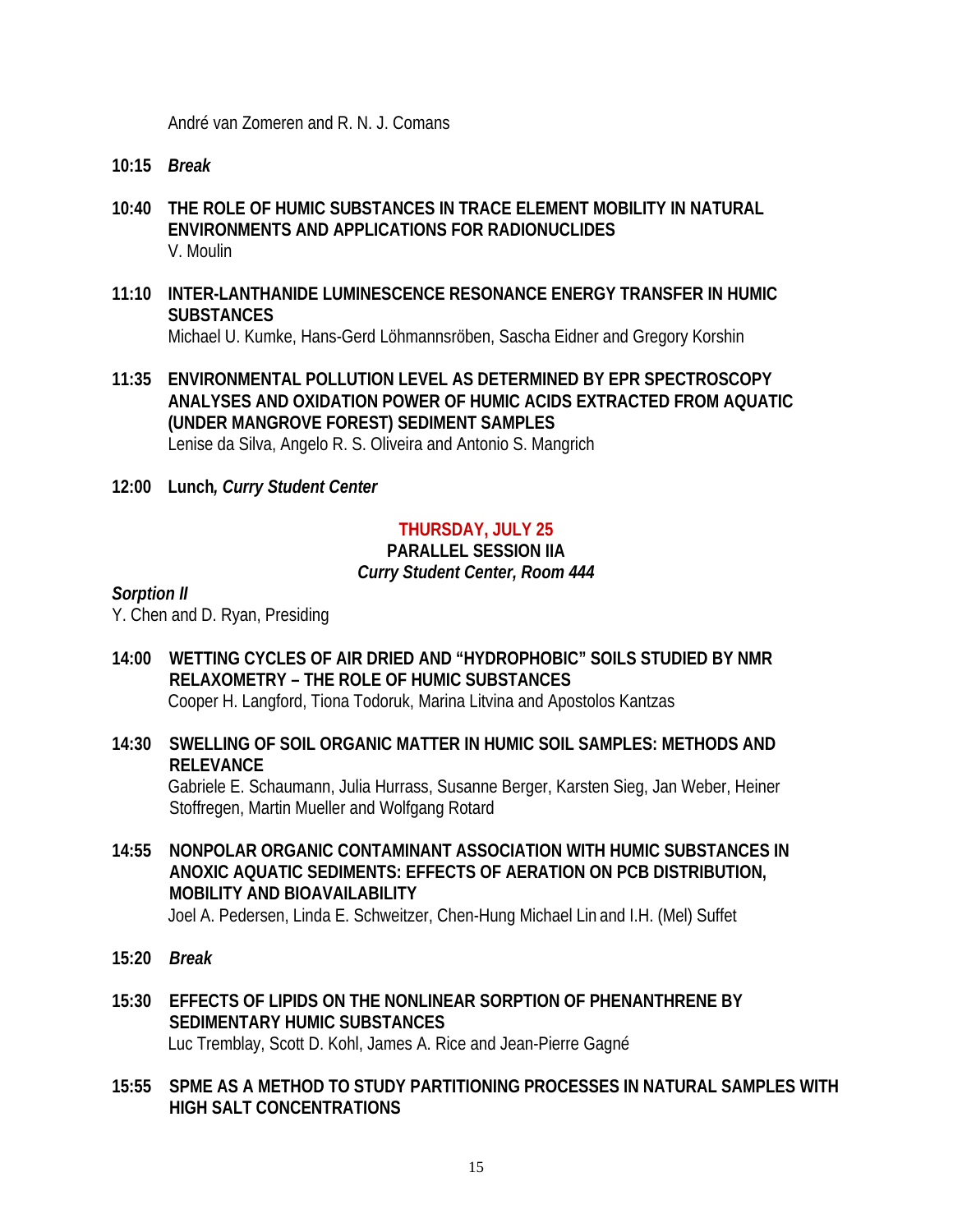André van Zomeren and R. N. J. Comans

**10:15** ***Break***

**10:40 THE ROLE OF HUMIC SUBSTANCES IN TRACE ELEMENT MOBILITY IN NATURAL ENVIRONMENTS AND APPLICATIONS FOR RADIONUCLIDES**
V. Moulin

**11:10 INTER-LANTHANIDE LUMINESCENCE RESONANCE ENERGY TRANSFER IN HUMIC SUBSTANCES**
Michael U. Kumke, Hans-Gerd Löhmannsröben, Sascha Eidner and Gregory Korshin

**11:35 ENVIRONMENTAL POLLUTION LEVEL AS DETERMINED BY EPR SPECTROSCOPY ANALYSES AND OXIDATION POWER OF HUMIC ACIDS EXTRACTED FROM AQUATIC (UNDER MANGROVE FOREST) SEDIMENT SAMPLES**
Lenise da Silva, Angelo R. S. Oliveira and Antonio S. Mangrich

**12:00 Lunch*, Curry Student Center***

## THURSDAY, JULY 25

### PARALLEL SESSION IIA

***Curry Student Center, Room 444***

***Sorption II***

Y. Chen and D. Ryan, Presiding

**14:00 WETTING CYCLES OF AIR DRIED AND "HYDROPHOBIC" SOILS STUDIED BY NMR RELAXOMETRY – THE ROLE OF HUMIC SUBSTANCES**
Cooper H. Langford, Tiona Todoruk, Marina Litvina and Apostolos Kantzas

**14:30 SWELLING OF SOIL ORGANIC MATTER IN HUMIC SOIL SAMPLES: METHODS AND RELEVANCE**
Gabriele E. Schaumann, Julia Hurrass, Susanne Berger, Karsten Sieg, Jan Weber, Heiner Stoffregen, Martin Mueller and Wolfgang Rotard

**14:55 NONPOLAR ORGANIC CONTAMINANT ASSOCIATION WITH HUMIC SUBSTANCES IN ANOXIC AQUATIC SEDIMENTS: EFFECTS OF AERATION ON PCB DISTRIBUTION, MOBILITY AND BIOAVAILABILITY**
Joel A. Pedersen, Linda E. Schweitzer, Chen-Hung Michael Lin and I.H. (Mel) Suffet

**15:20** ***Break***

**15:30 EFFECTS OF LIPIDS ON THE NONLINEAR SORPTION OF PHENANTHRENE BY SEDIMENTARY HUMIC SUBSTANCES**
Luc Tremblay, Scott D. Kohl, James A. Rice and Jean-Pierre Gagné

**15:55 SPME AS A METHOD TO STUDY PARTITIONING PROCESSES IN NATURAL SAMPLES WITH HIGH SALT CONCENTRATIONS**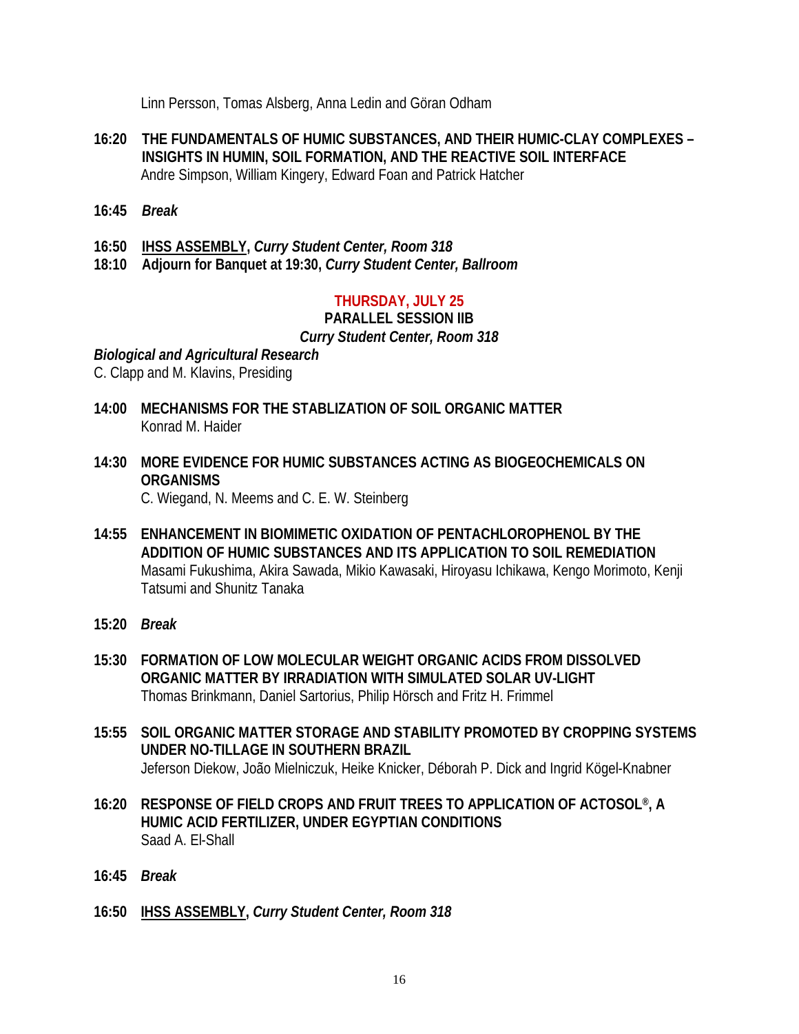Linn Persson, Tomas Alsberg, Anna Ledin and Göran Odham

**16:20 THE FUNDAMENTALS OF HUMIC SUBSTANCES, AND THEIR HUMIC-CLAY COMPLEXES – INSIGHTS IN HUMIN, SOIL FORMATION, AND THE REACTIVE SOIL INTERFACE**
Andre Simpson, William Kingery, Edward Foan and Patrick Hatcher

**16:45** ***Break***

**16:50 IHSS ASSEMBLY,** ***Curry Student Center, Room 318***
**18:10 Adjourn for Banquet at 19:30,** ***Curry Student Center, Ballroom***

## THURSDAY, JULY 25

### PARALLEL SESSION IIB

***Curry Student Center, Room 318***

***Biological and Agricultural Research***
C. Clapp and M. Klavins, Presiding

**14:00 MECHANISMS FOR THE STABLIZATION OF SOIL ORGANIC MATTER**
Konrad M. Haider

**14:30 MORE EVIDENCE FOR HUMIC SUBSTANCES ACTING AS BIOGEOCHEMICALS ON ORGANISMS**
C. Wiegand, N. Meems and C. E. W. Steinberg

**14:55 ENHANCEMENT IN BIOMIMETIC OXIDATION OF PENTACHLOROPHENOL BY THE ADDITION OF HUMIC SUBSTANCES AND ITS APPLICATION TO SOIL REMEDIATION**
Masami Fukushima, Akira Sawada, Mikio Kawasaki, Hiroyasu Ichikawa, Kengo Morimoto, Kenji Tatsumi and Shunitz Tanaka

**15:20** ***Break***

**15:30 FORMATION OF LOW MOLECULAR WEIGHT ORGANIC ACIDS FROM DISSOLVED ORGANIC MATTER BY IRRADIATION WITH SIMULATED SOLAR UV-LIGHT**
Thomas Brinkmann, Daniel Sartorius, Philip Hörsch and Fritz H. Frimmel

**15:55 SOIL ORGANIC MATTER STORAGE AND STABILITY PROMOTED BY CROPPING SYSTEMS UNDER NO-TILLAGE IN SOUTHERN BRAZIL**
Jeferson Diekow, João Mielniczuk, Heike Knicker, Déborah P. Dick and Ingrid Kögel-Knabner

**16:20 RESPONSE OF FIELD CROPS AND FRUIT TREES TO APPLICATION OF ACTOSOL®, A HUMIC ACID FERTILIZER, UNDER EGYPTIAN CONDITIONS**
Saad A. El-Shall

**16:45** ***Break***

**16:50 IHSS ASSEMBLY,** ***Curry Student Center, Room 318***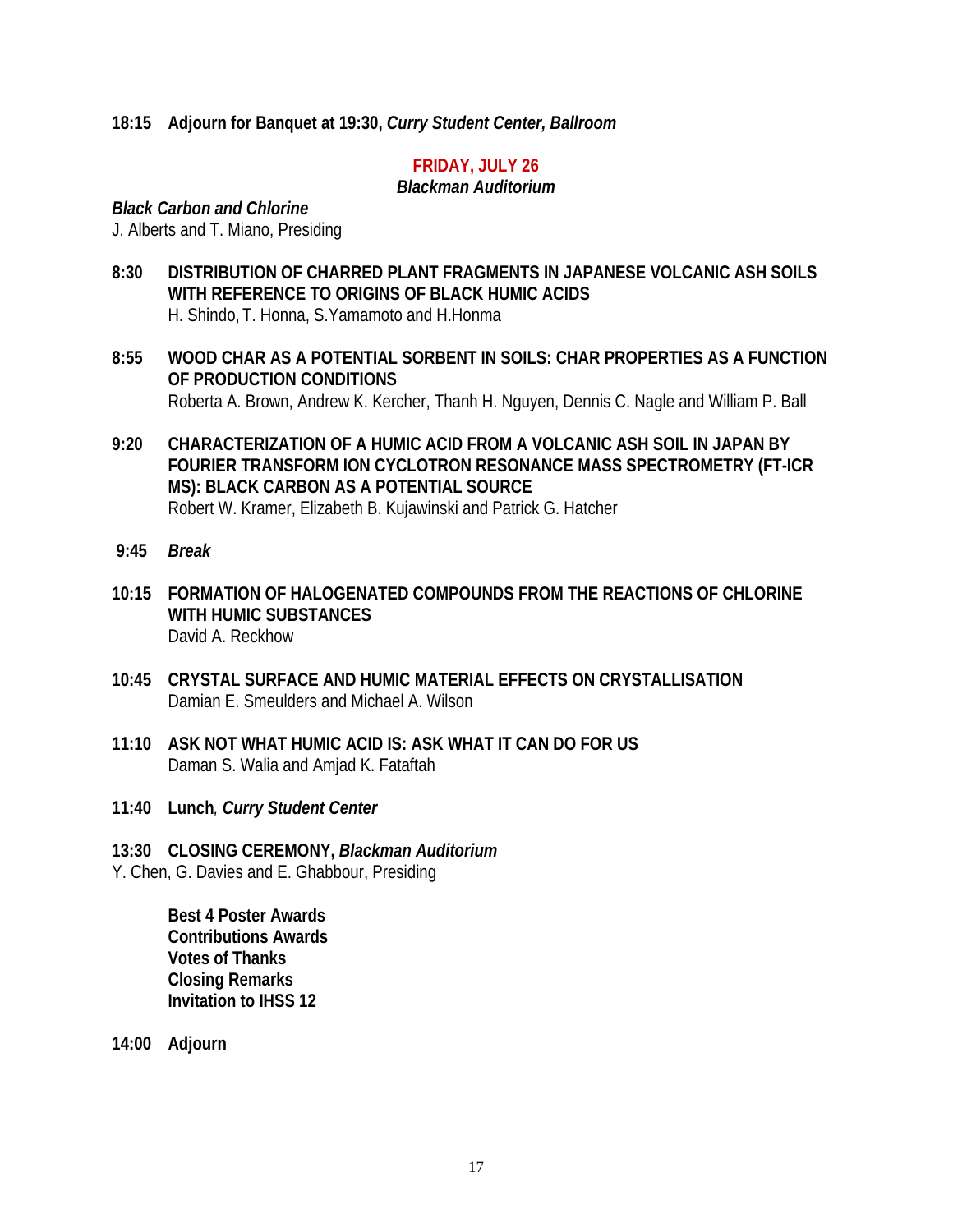**18:15 Adjourn for Banquet at 19:30, *Curry Student Center, Ballroom***

## FRIDAY, JULY 26

***Blackman Auditorium***

***Black Carbon and Chlorine***

J. Alberts and T. Miano, Presiding

**8:30 DISTRIBUTION OF CHARRED PLANT FRAGMENTS IN JAPANESE VOLCANIC ASH SOILS WITH REFERENCE TO ORIGINS OF BLACK HUMIC ACIDS**
H. Shindo, T. Honna, S.Yamamoto and H.Honma

**8:55 WOOD CHAR AS A POTENTIAL SORBENT IN SOILS: CHAR PROPERTIES AS A FUNCTION OF PRODUCTION CONDITIONS**
Roberta A. Brown, Andrew K. Kercher, Thanh H. Nguyen, Dennis C. Nagle and William P. Ball

**9:20 CHARACTERIZATION OF A HUMIC ACID FROM A VOLCANIC ASH SOIL IN JAPAN BY FOURIER TRANSFORM ION CYCLOTRON RESONANCE MASS SPECTROMETRY (FT-ICR MS): BLACK CARBON AS A POTENTIAL SOURCE**
Robert W. Kramer, Elizabeth B. Kujawinski and Patrick G. Hatcher

**9:45 *Break***

**10:15 FORMATION OF HALOGENATED COMPOUNDS FROM THE REACTIONS OF CHLORINE WITH HUMIC SUBSTANCES**
David A. Reckhow

**10:45 CRYSTAL SURFACE AND HUMIC MATERIAL EFFECTS ON CRYSTALLISATION**
Damian E. Smeulders and Michael A. Wilson

**11:10 ASK NOT WHAT HUMIC ACID IS: ASK WHAT IT CAN DO FOR US**
Daman S. Walia and Amjad K. Fataftah

**11:40 Lunch*, Curry Student Center***

**13:30 CLOSING CEREMONY, *Blackman Auditorium***
Y. Chen, G. Davies and E. Ghabbour, Presiding

**Best 4 Poster Awards**
**Contributions Awards**
**Votes of Thanks**
**Closing Remarks**
**Invitation to IHSS 12**

**14:00 Adjourn**